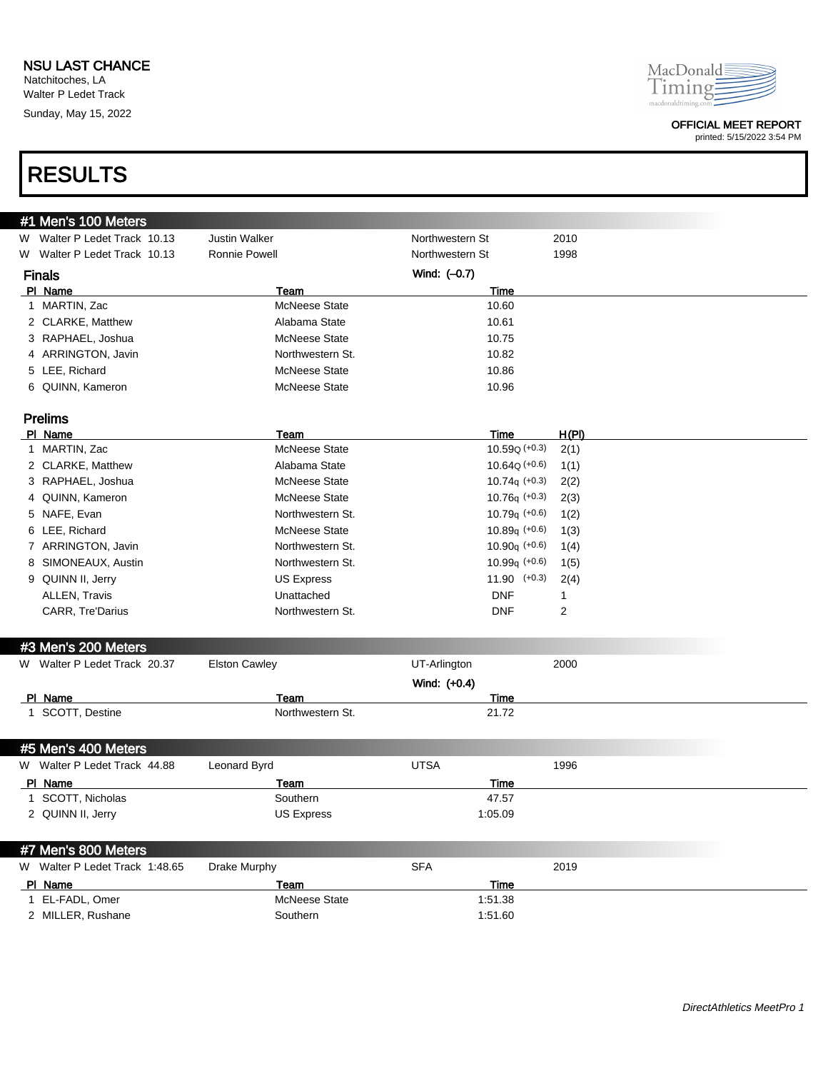NSU LAST CHANCE
Natchitoches, LA
Walter P Ledet Track
Sunday, May 15, 2022

OFFICIAL MEET REPORT
printed: 5/15/2022 3:54 PM

# RESULTS

## #1 Men's 100 Meters

| | Record | Name | Team | Year |
|---|---|---|---|---|
| W | Walter P Ledet Track 10.13 | Justin Walker | Northwestern St | 2010 |
| W | Walter P Ledet Track 10.13 | Ronnie Powell | Northwestern St | 1998 |

### Finals

Wind: (–0.7)

| Pl | Name | Team | Time |
|---|---|---|---|
| 1 | MARTIN, Zac | McNeese State | 10.60 |
| 2 | CLARKE, Matthew | Alabama State | 10.61 |
| 3 | RAPHAEL, Joshua | McNeese State | 10.75 |
| 4 | ARRINGTON, Javin | Northwestern St. | 10.82 |
| 5 | LEE, Richard | McNeese State | 10.86 |
| 6 | QUINN, Kameron | McNeese State | 10.96 |

### Prelims

| Pl | Name | Team | Time | H(Pl) |
|---|---|---|---|---|
| 1 | MARTIN, Zac | McNeese State | 10.59Q (+0.3) | 2(1) |
| 2 | CLARKE, Matthew | Alabama State | 10.64Q (+0.6) | 1(1) |
| 3 | RAPHAEL, Joshua | McNeese State | 10.74q (+0.3) | 2(2) |
| 4 | QUINN, Kameron | McNeese State | 10.76q (+0.3) | 2(3) |
| 5 | NAFE, Evan | Northwestern St. | 10.79q (+0.6) | 1(2) |
| 6 | LEE, Richard | McNeese State | 10.89q (+0.6) | 1(3) |
| 7 | ARRINGTON, Javin | Northwestern St. | 10.90q (+0.6) | 1(4) |
| 8 | SIMONEAUX, Austin | Northwestern St. | 10.99q (+0.6) | 1(5) |
| 9 | QUINN II, Jerry | US Express | 11.90 (+0.3) | 2(4) |
| | ALLEN, Travis | Unattached | DNF | 1 |
| | CARR, Tre'Darius | Northwestern St. | DNF | 2 |

## #3 Men's 200 Meters

| | Record | Name | Team | Year |
|---|---|---|---|---|
| W | Walter P Ledet Track 20.37 | Elston Cawley | UT-Arlington | 2000 |

Wind: (+0.4)

| Pl | Name | Team | Time |
|---|---|---|---|
| 1 | SCOTT, Destine | Northwestern St. | 21.72 |

## #5 Men's 400 Meters

| | Record | Name | Team | Year |
|---|---|---|---|---|
| W | Walter P Ledet Track 44.88 | Leonard Byrd | UTSA | 1996 |

| Pl | Name | Team | Time |
|---|---|---|---|
| 1 | SCOTT, Nicholas | Southern | 47.57 |
| 2 | QUINN II, Jerry | US Express | 1:05.09 |

## #7 Men's 800 Meters

| | Record | Name | Team | Year |
|---|---|---|---|---|
| W | Walter P Ledet Track 1:48.65 | Drake Murphy | SFA | 2019 |

| Pl | Name | Team | Time |
|---|---|---|---|
| 1 | EL-FADL, Omer | McNeese State | 1:51.38 |
| 2 | MILLER, Rushane | Southern | 1:51.60 |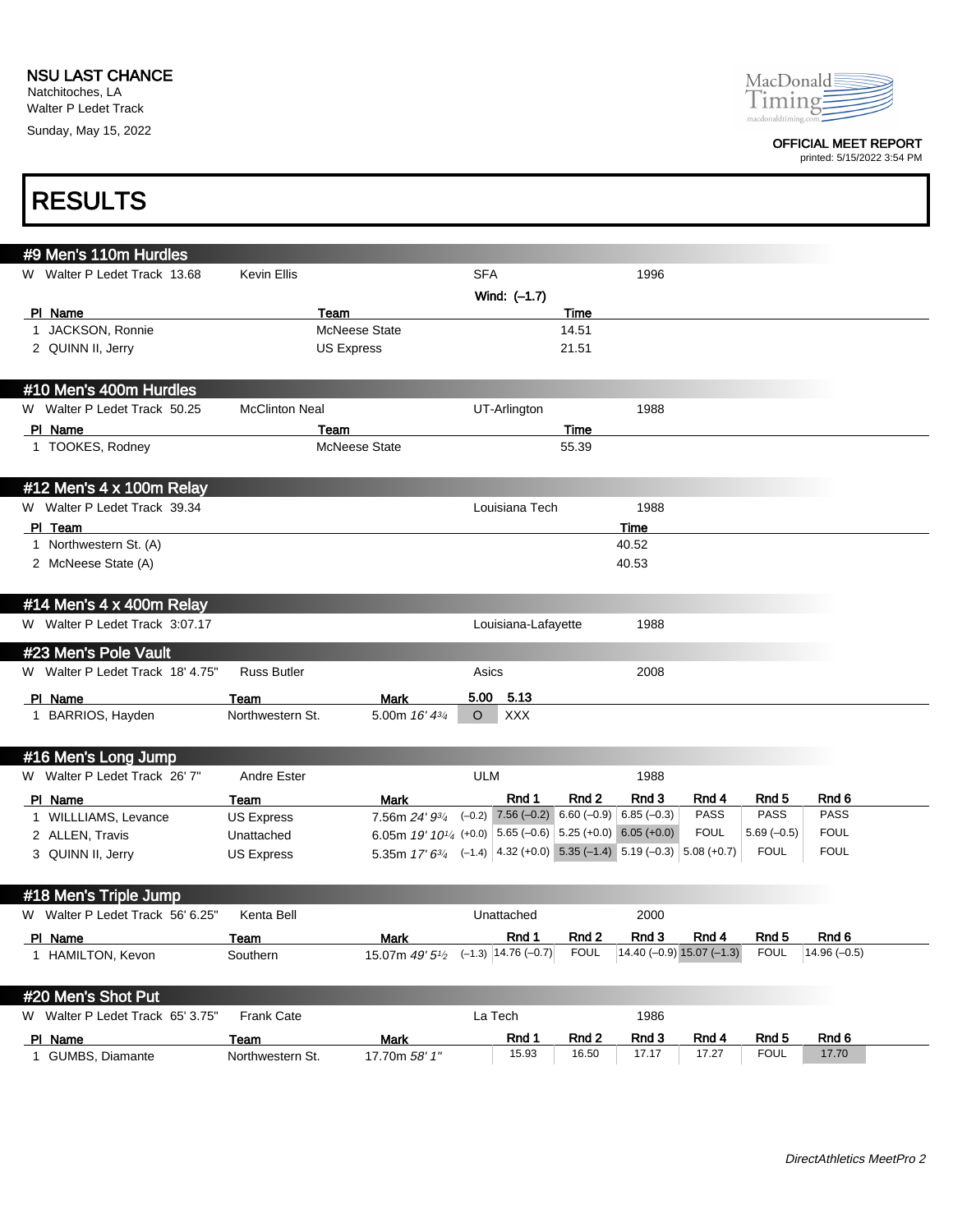NSU LAST CHANCE
Natchitoches, LA
Walter P Ledet Track
Sunday, May 15, 2022

OFFICIAL MEET REPORT
printed: 5/15/2022 3:54 PM

# RESULTS

## #9 Men's 110m Hurdles

W Walter P Ledet Track 13.68 | Kevin Ellis | SFA | 1996

Wind: (–1.7)

| Pl | Name | Team | Time |
|---|---|---|---|
| 1 | JACKSON, Ronnie | McNeese State | 14.51 |
| 2 | QUINN II, Jerry | US Express | 21.51 |

## #10 Men's 400m Hurdles

W Walter P Ledet Track 50.25 | McClinton Neal | UT-Arlington | 1988

| Pl | Name | Team | Time |
|---|---|---|---|
| 1 | TOOKES, Rodney | McNeese State | 55.39 |

## #12 Men's 4 x 100m Relay

W Walter P Ledet Track 39.34 | Louisiana Tech | 1988

| Pl | Team | Time |
|---|---|---|
| 1 | Northwestern St. (A) | 40.52 |
| 2 | McNeese State (A) | 40.53 |

## #14 Men's 4 x 400m Relay

W Walter P Ledet Track 3:07.17 | Louisiana-Lafayette | 1988

## #23 Men's Pole Vault

W Walter P Ledet Track 18' 4.75" | Russ Butler | Asics | 2008

| Pl | Name | Team | Mark | 5.00 | 5.13 |
|---|---|---|---|---|---|
| 1 | BARRIOS, Hayden | Northwestern St. | 5.00m *16' 4¾* | O | XXX |

## #16 Men's Long Jump

W Walter P Ledet Track 26' 7" | Andre Ester | ULM | 1988

| Pl | Name | Team | Mark | | Rnd 1 | Rnd 2 | Rnd 3 | Rnd 4 | Rnd 5 | Rnd 6 |
|---|---|---|---|---|---|---|---|---|---|---|
| 1 | WILLLIAMS, Levance | US Express | 7.56m *24' 9¾* | (–0.2) | 7.56 (–0.2) | 6.60 (–0.9) | 6.85 (–0.3) | PASS | PASS | PASS |
| 2 | ALLEN, Travis | Unattached | 6.05m *19' 10¼* | (+0.0) | 5.65 (–0.6) | 5.25 (+0.0) | 6.05 (+0.0) | FOUL | 5.69 (–0.5) | FOUL |
| 3 | QUINN II, Jerry | US Express | 5.35m *17' 6¾* | (–1.4) | 4.32 (+0.0) | 5.35 (–1.4) | 5.19 (–0.3) | 5.08 (+0.7) | FOUL | FOUL |

## #18 Men's Triple Jump

W Walter P Ledet Track 56' 6.25" | Kenta Bell | Unattached | 2000

| Pl | Name | Team | Mark | | Rnd 1 | Rnd 2 | Rnd 3 | Rnd 4 | Rnd 5 | Rnd 6 |
|---|---|---|---|---|---|---|---|---|---|---|
| 1 | HAMILTON, Kevon | Southern | 15.07m *49' 5½* | (–1.3) | 14.76 (–0.7) | FOUL | 14.40 (–0.9) | 15.07 (–1.3) | FOUL | 14.96 (–0.5) |

## #20 Men's Shot Put

W Walter P Ledet Track 65' 3.75" | Frank Cate | La Tech | 1986

| Pl | Name | Team | Mark | Rnd 1 | Rnd 2 | Rnd 3 | Rnd 4 | Rnd 5 | Rnd 6 |
|---|---|---|---|---|---|---|---|---|---|
| 1 | GUMBS, Diamante | Northwestern St. | 17.70m *58' 1"* | 15.93 | 16.50 | 17.17 | 17.27 | FOUL | 17.70 |

*DirectAthletics MeetPro 2*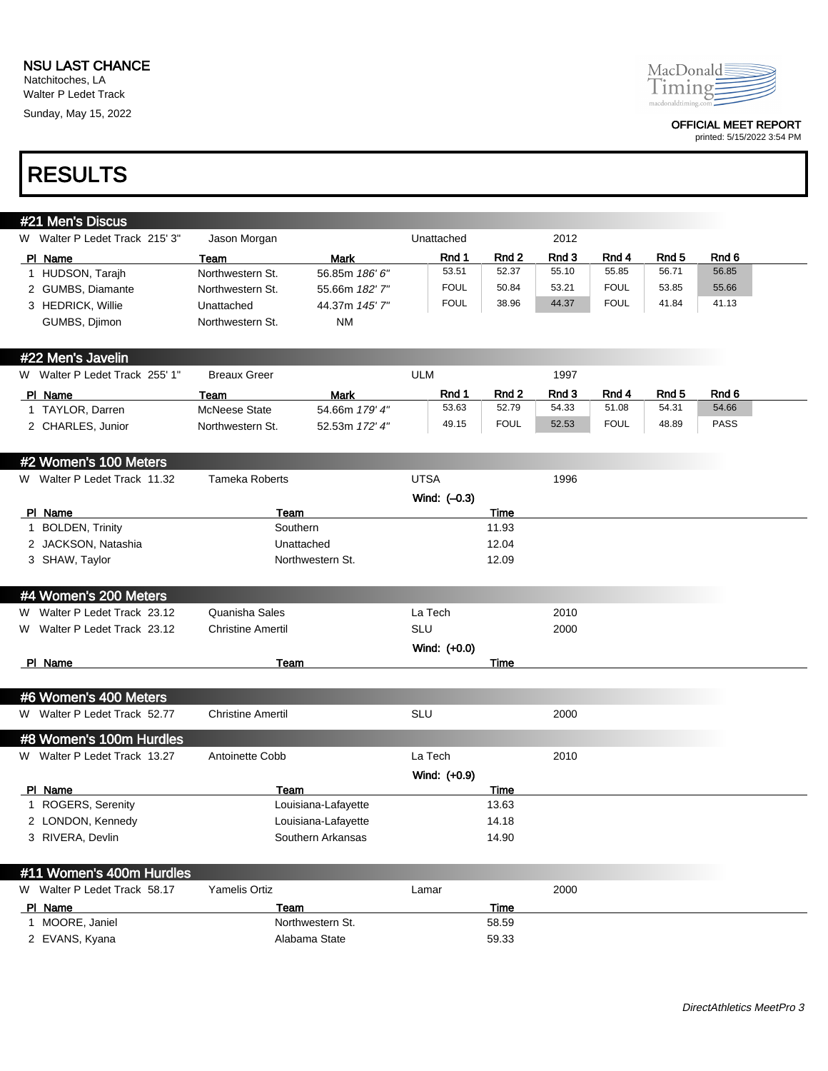NSU LAST CHANCE
Natchitoches, LA
Walter P Ledet Track
Sunday, May 15, 2022

OFFICIAL MEET REPORT
printed: 5/15/2022 3:54 PM

# RESULTS

## #21 Men's Discus

W Walter P Ledet Track 215' 3" Jason Morgan Unattached 2012

| Pl | Name | Team | Mark | Rnd 1 | Rnd 2 | Rnd 3 | Rnd 4 | Rnd 5 | Rnd 6 |
|---|---|---|---|---|---|---|---|---|---|
| 1 | HUDSON, Tarajh | Northwestern St. | 56.85m *186' 6"* | 53.51 | 52.37 | 55.10 | 55.85 | 56.71 | 56.85 |
| 2 | GUMBS, Diamante | Northwestern St. | 55.66m *182' 7"* | FOUL | 50.84 | 53.21 | FOUL | 53.85 | 55.66 |
| 3 | HEDRICK, Willie | Unattached | 44.37m *145' 7"* | FOUL | 38.96 | 44.37 | FOUL | 41.84 | 41.13 |
| | GUMBS, Djimon | Northwestern St. | NM | | | | | | |

## #22 Men's Javelin

W Walter P Ledet Track 255' 1" Breaux Greer ULM 1997

| Pl | Name | Team | Mark | Rnd 1 | Rnd 2 | Rnd 3 | Rnd 4 | Rnd 5 | Rnd 6 |
|---|---|---|---|---|---|---|---|---|---|
| 1 | TAYLOR, Darren | McNeese State | 54.66m *179' 4"* | 53.63 | 52.79 | 54.33 | 51.08 | 54.31 | 54.66 |
| 2 | CHARLES, Junior | Northwestern St. | 52.53m *172' 4"* | 49.15 | FOUL | 52.53 | FOUL | 48.89 | PASS |

## #2 Women's 100 Meters

W Walter P Ledet Track 11.32 Tameka Roberts UTSA 1996

Wind: (–0.3)

| Pl | Name | Team | Time |
|---|---|---|---|
| 1 | BOLDEN, Trinity | Southern | 11.93 |
| 2 | JACKSON, Natashia | Unattached | 12.04 |
| 3 | SHAW, Taylor | Northwestern St. | 12.09 |

## #4 Women's 200 Meters

W Walter P Ledet Track 23.12 Quanisha Sales La Tech 2010

W Walter P Ledet Track 23.12 Christine Amertil SLU 2000

Wind: (+0.0)

| Pl | Name | Team | Time |
|---|---|---|---|

## #6 Women's 400 Meters

W Walter P Ledet Track 52.77 Christine Amertil SLU 2000

## #8 Women's 100m Hurdles

W Walter P Ledet Track 13.27 Antoinette Cobb La Tech 2010

Wind: (+0.9)

| Pl | Name | Team | Time |
|---|---|---|---|
| 1 | ROGERS, Serenity | Louisiana-Lafayette | 13.63 |
| 2 | LONDON, Kennedy | Louisiana-Lafayette | 14.18 |
| 3 | RIVERA, Devlin | Southern Arkansas | 14.90 |

## #11 Women's 400m Hurdles

W Walter P Ledet Track 58.17 Yamelis Ortiz Lamar 2000

| Pl | Name | Team | Time |
|---|---|---|---|
| 1 | MOORE, Janiel | Northwestern St. | 58.59 |
| 2 | EVANS, Kyana | Alabama State | 59.33 |

*DirectAthletics MeetPro 3*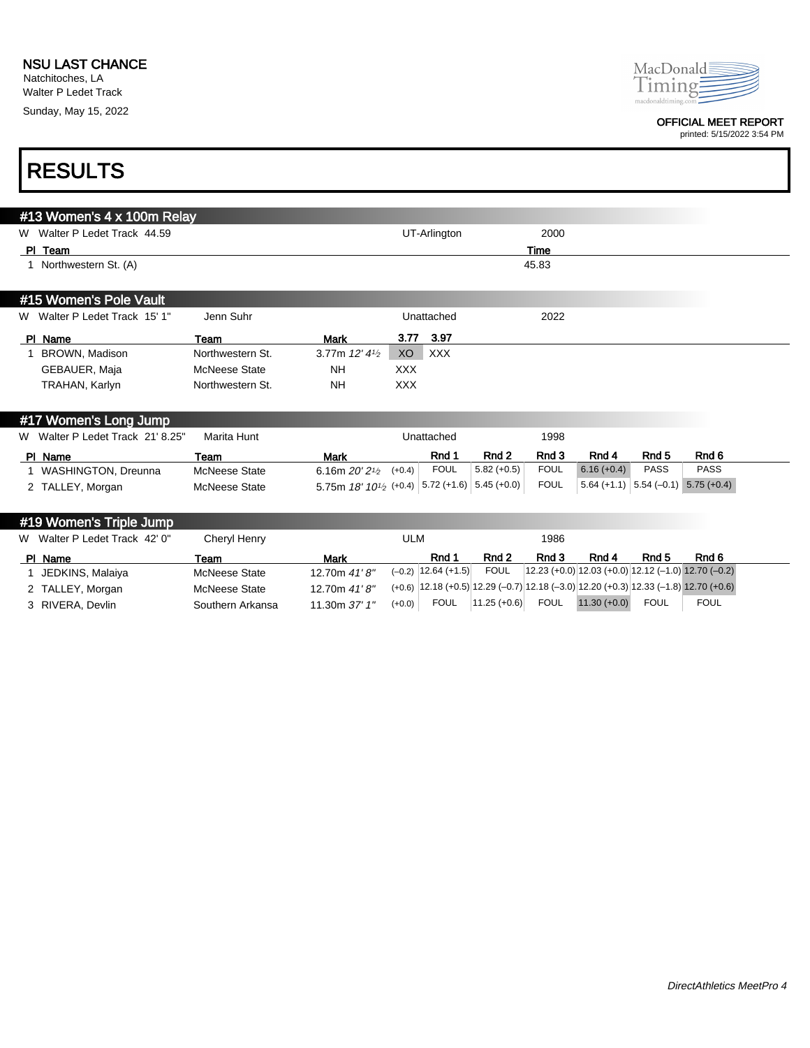NSU LAST CHANCE
Natchitoches, LA
Walter P Ledet Track
Sunday, May 15, 2022

OFFICIAL MEET REPORT
printed: 5/15/2022 3:54 PM

# RESULTS

## #13 Women's 4 x 100m Relay

W Walter P Ledet Track 44.59 UT-Arlington 2000

| Pl | Team | Time |
|---|---|---|
| 1 | Northwestern St. (A) | 45.83 |

## #15 Women's Pole Vault

W Walter P Ledet Track 15' 1" Jenn Suhr Unattached 2022

| Pl | Name | Team | Mark | 3.77 | 3.97 |
|---|---|---|---|---|---|
| 1 | BROWN, Madison | Northwestern St. | 3.77m *12' 4½* | XO | XXX |
| | GEBAUER, Maja | McNeese State | NH | XXX | |
| | TRAHAN, Karlyn | Northwestern St. | NH | XXX | |

## #17 Women's Long Jump

W Walter P Ledet Track 21' 8.25" Marita Hunt Unattached 1998

| Pl | Name | Team | Mark | | Rnd 1 | Rnd 2 | Rnd 3 | Rnd 4 | Rnd 5 | Rnd 6 |
|---|---|---|---|---|---|---|---|---|---|---|
| 1 | WASHINGTON, Dreunna | McNeese State | 6.16m *20' 2½* | (+0.4) | FOUL | 5.82 (+0.5) | FOUL | 6.16 (+0.4) | PASS | PASS |
| 2 | TALLEY, Morgan | McNeese State | 5.75m *18' 10½* | (+0.4) | 5.72 (+1.6) | 5.45 (+0.0) | FOUL | 5.64 (+1.1) | 5.54 (–0.1) | 5.75 (+0.4) |

## #19 Women's Triple Jump

W Walter P Ledet Track 42' 0" Cheryl Henry ULM 1986

| Pl | Name | Team | Mark | | Rnd 1 | Rnd 2 | Rnd 3 | Rnd 4 | Rnd 5 | Rnd 6 |
|---|---|---|---|---|---|---|---|---|---|---|
| 1 | JEDKINS, Malaiya | McNeese State | 12.70m *41' 8"* | (–0.2) | 12.64 (+1.5) | FOUL | 12.23 (+0.0) | 12.03 (+0.0) | 12.12 (–1.0) | 12.70 (–0.2) |
| 2 | TALLEY, Morgan | McNeese State | 12.70m *41' 8"* | (+0.6) | 12.18 (+0.5) | 12.29 (–0.7) | 12.18 (–3.0) | 12.20 (+0.3) | 12.33 (–1.8) | 12.70 (+0.6) |
| 3 | RIVERA, Devlin | Southern Arkansa | 11.30m *37' 1"* | (+0.0) | FOUL | 11.25 (+0.6) | FOUL | 11.30 (+0.0) | FOUL | FOUL |

*DirectAthletics MeetPro 4*